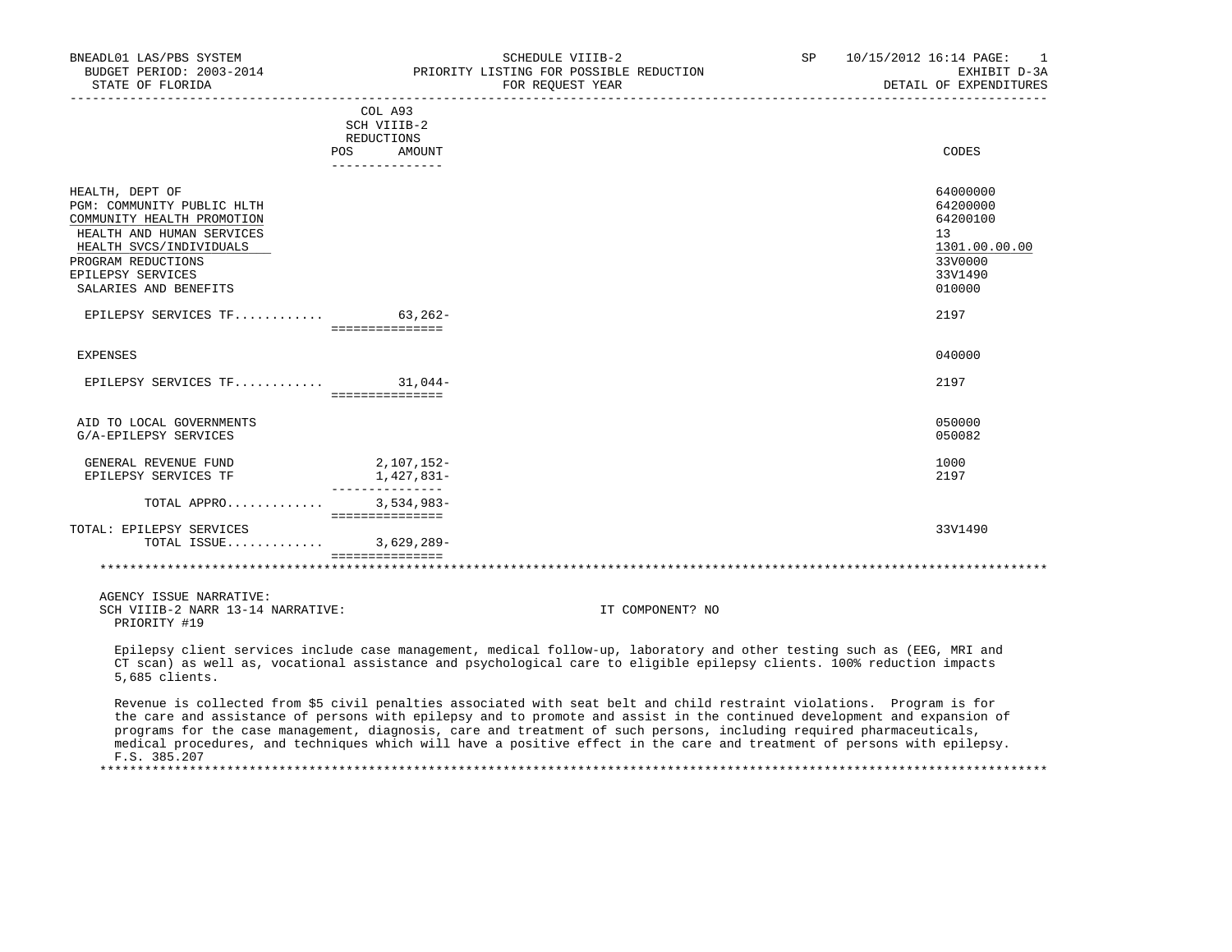BNEADL01 LAS/PBS SYSTEM | SCHEDULE VIIIB-2 | SP 10/15/2012 16:14

BUDGET PERIOD: 2003-2014 | PRIORITY LISTING FOR POSSIBLE REDUCTION | EXHIBIT D-3A

STATE OF FLORIDA | FOR REQUEST YEAR | DETAIL OF EXPENDITURES

| | COL A93 SCH VIIIB-2 REDUCTIONS POS | AMOUNT | CODES |
|---|---|---|---|
| HEALTH, DEPT OF | | | 64000000 |
| PGM: COMMUNITY PUBLIC HLTH | | | 64200000 |
| COMMUNITY HEALTH PROMOTION | | | 64200100 |
| HEALTH AND HUMAN SERVICES | | | 13 |
| HEALTH SVCS/INDIVIDUALS | | | 1301.00.00.00 |
| PROGRAM REDUCTIONS | | | 33V0000 |
| EPILEPSY SERVICES | | | 33V1490 |
| SALARIES AND BENEFITS | | | 010000 |
| EPILEPSY SERVICES TF............ | | 63,262- | 2197 |
| EXPENSES | | | 040000 |
| EPILEPSY SERVICES TF............ | | 31,044- | 2197 |
| AID TO LOCAL GOVERNMENTS | | | 050000 |
| G/A-EPILEPSY SERVICES | | | 050082 |
| GENERAL REVENUE FUND | | 2,107,152- | 1000 |
| EPILEPSY SERVICES TF | | 1,427,831- | 2197 |
| TOTAL APPRO............ | | 3,534,983- | |
| TOTAL: EPILEPSY SERVICES | | | 33V1490 |
| TOTAL ISSUE............ | | 3,629,289- | |

AGENCY ISSUE NARRATIVE:

SCH VIIIB-2 NARR 13-14 NARRATIVE: IT COMPONENT? NO

PRIORITY #19

Epilepsy client services include case management, medical follow-up, laboratory and other testing such as (EEG, MRI and CT scan) as well as, vocational assistance and psychological care to eligible epilepsy clients. 100% reduction impacts 5,685 clients.

Revenue is collected from $5 civil penalties associated with seat belt and child restraint violations. Program is for the care and assistance of persons with epilepsy and to promote and assist in the continued development and expansion of programs for the case management, diagnosis, care and treatment of such persons, including required pharmaceuticals, medical procedures, and techniques which will have a positive effect in the care and treatment of persons with epilepsy. F.S. 385.207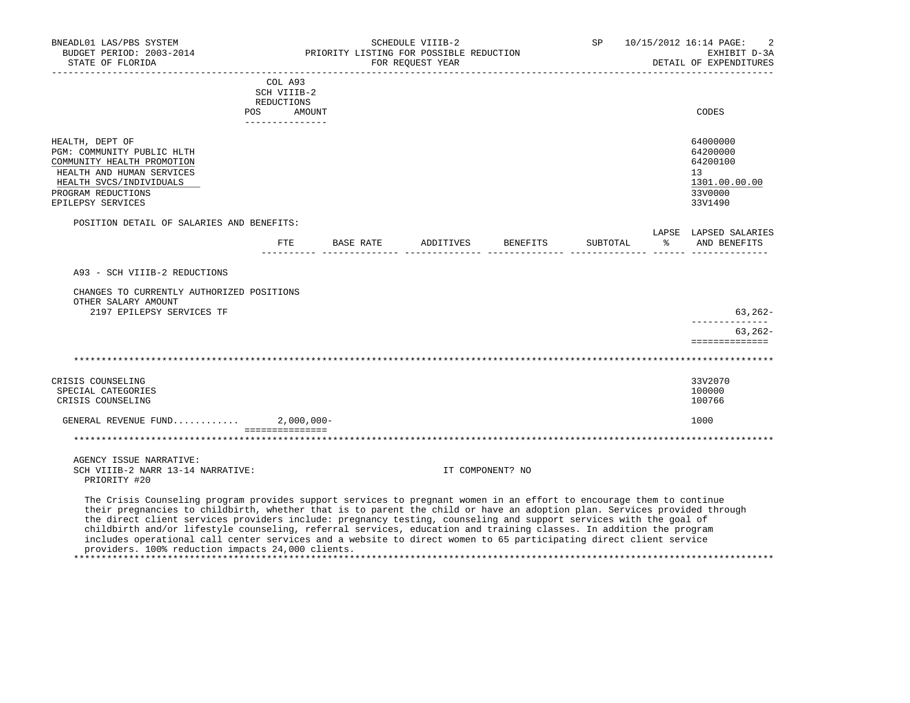| | COL A93 SCH VIIIB-2 REDUCTIONS | | CODES |
|---|---|---|---|
| | POS | AMOUNT | |

HEALTH, DEPT OF — 64000000
PGM: COMMUNITY PUBLIC HLTH — 64200000
COMMUNITY HEALTH PROMOTION — 64200100
HEALTH AND HUMAN SERVICES — 13
HEALTH SVCS/INDIVIDUALS — 1301.00.00.00
PROGRAM REDUCTIONS — 33V0000
EPILEPSY SERVICES — 33V1490

POSITION DETAIL OF SALARIES AND BENEFITS:

| | FTE | BASE RATE | ADDITIVES | BENEFITS | SUBTOTAL | LAPSE % | LAPSED SALARIES AND BENEFITS |
|---|---|---|---|---|---|---|---|
| A93 - SCH VIIIB-2 REDUCTIONS | | | | | | | |
| CHANGES TO CURRENTLY AUTHORIZED POSITIONS | | | | | | | |
| OTHER SALARY AMOUNT | | | | | | | |
| 2197 EPILEPSY SERVICES TF | | | | | | | 63,262- |
| | | | | | | | 63,262- |

***

CRISIS COUNSELING — 33V2070
SPECIAL CATEGORIES — 100000
CRISIS COUNSELING — 100766

| | AMOUNT | CODES |
|---|---|---|
| GENERAL REVENUE FUND............ | 2,000,000- | 1000 |

***

AGENCY ISSUE NARRATIVE:
SCH VIIIB-2 NARR 13-14 NARRATIVE: IT COMPONENT? NO
PRIORITY #20

The Crisis Counseling program provides support services to pregnant women in an effort to encourage them to continue their pregnancies to childbirth, whether that is to parent the child or have an adoption plan. Services provided through the direct client services providers include: pregnancy testing, counseling and support services with the goal of childbirth and/or lifestyle counseling, referral services, education and training classes. In addition the program includes operational call center services and a website to direct women to 65 participating direct client service providers. 100% reduction impacts 24,000 clients.

***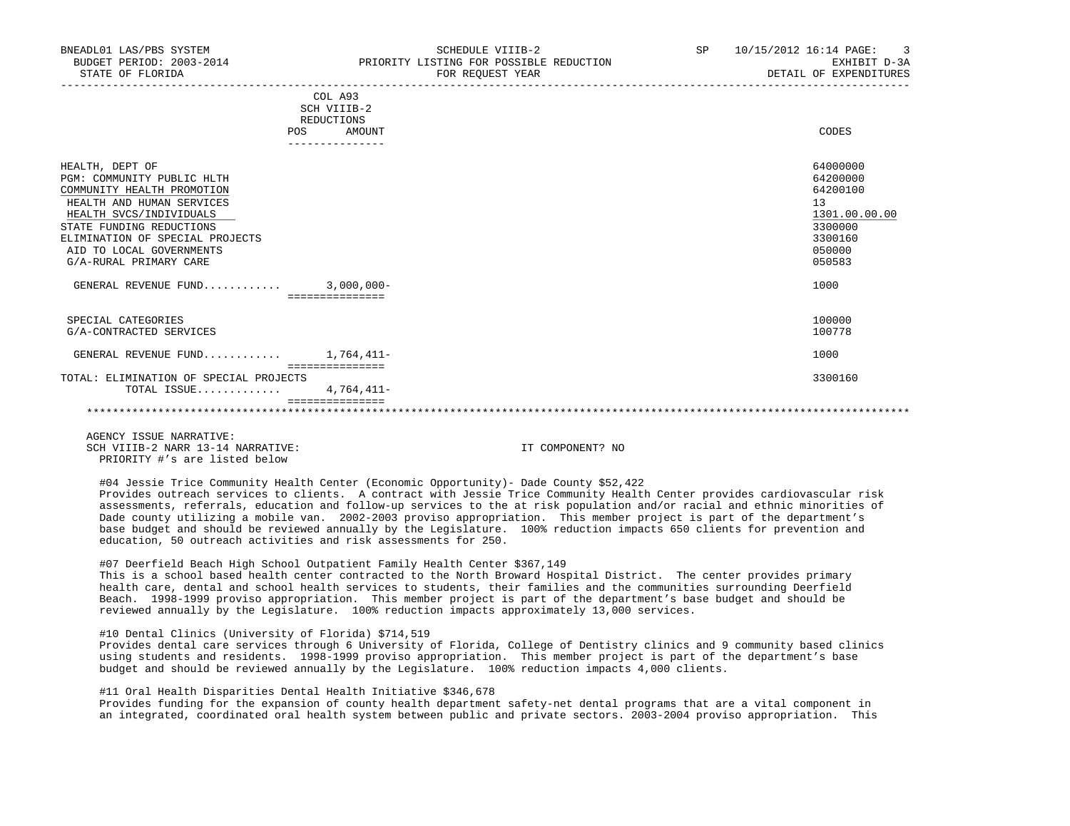BNEADL01 LAS/PBS SYSTEM — SCHEDULE VIIIB-2 — SP 10/15/2012 16:14
BUDGET PERIOD: 2003-2014 — PRIORITY LISTING FOR POSSIBLE REDUCTION — EXHIBIT D-3A
STATE OF FLORIDA — FOR REQUEST YEAR — DETAIL OF EXPENDITURES

| | COL A93 SCH VIIIB-2 REDUCTIONS POS | AMOUNT | CODES |
|---|---|---|---|
| HEALTH, DEPT OF | | | 64000000 |
| PGM: COMMUNITY PUBLIC HLTH | | | 64200000 |
| COMMUNITY HEALTH PROMOTION | | | 64200100 |
| HEALTH AND HUMAN SERVICES | | | 13 |
| HEALTH SVCS/INDIVIDUALS | | | 1301.00.00.00 |
| STATE FUNDING REDUCTIONS | | | 3300000 |
| ELIMINATION OF SPECIAL PROJECTS | | | 3300160 |
| AID TO LOCAL GOVERNMENTS | | | 050000 |
| G/A-RURAL PRIMARY CARE | | | 050583 |
| GENERAL REVENUE FUND........... | | 3,000,000- | 1000 |
| SPECIAL CATEGORIES | | | 100000 |
| G/A-CONTRACTED SERVICES | | | 100778 |
| GENERAL REVENUE FUND........... | | 1,764,411- | 1000 |
| TOTAL: ELIMINATION OF SPECIAL PROJECTS | | | 3300160 |
| TOTAL ISSUE............ | | 4,764,411- | |

AGENCY ISSUE NARRATIVE:
SCH VIIIB-2 NARR 13-14 NARRATIVE: IT COMPONENT? NO
PRIORITY #'s are listed below

#04 Jessie Trice Community Health Center (Economic Opportunity)- Dade County $52,422
Provides outreach services to clients. A contract with Jessie Trice Community Health Center provides cardiovascular risk assessments, referrals, education and follow-up services to the at risk population and/or racial and ethnic minorities of Dade county utilizing a mobile van. 2002-2003 proviso appropriation. This member project is part of the department's base budget and should be reviewed annually by the Legislature. 100% reduction impacts 650 clients for prevention and education, 50 outreach activities and risk assessments for 250.

#07 Deerfield Beach High School Outpatient Family Health Center $367,149
This is a school based health center contracted to the North Broward Hospital District. The center provides primary health care, dental and school health services to students, their families and the communities surrounding Deerfield Beach. 1998-1999 proviso appropriation. This member project is part of the department's base budget and should be reviewed annually by the Legislature. 100% reduction impacts approximately 13,000 services.

#10 Dental Clinics (University of Florida) $714,519
Provides dental care services through 6 University of Florida, College of Dentistry clinics and 9 community based clinics using students and residents. 1998-1999 proviso appropriation. This member project is part of the department's base budget and should be reviewed annually by the Legislature. 100% reduction impacts 4,000 clients.

#11 Oral Health Disparities Dental Health Initiative $346,678
Provides funding for the expansion of county health department safety-net dental programs that are a vital component in an integrated, coordinated oral health system between public and private sectors. 2003-2004 proviso appropriation. This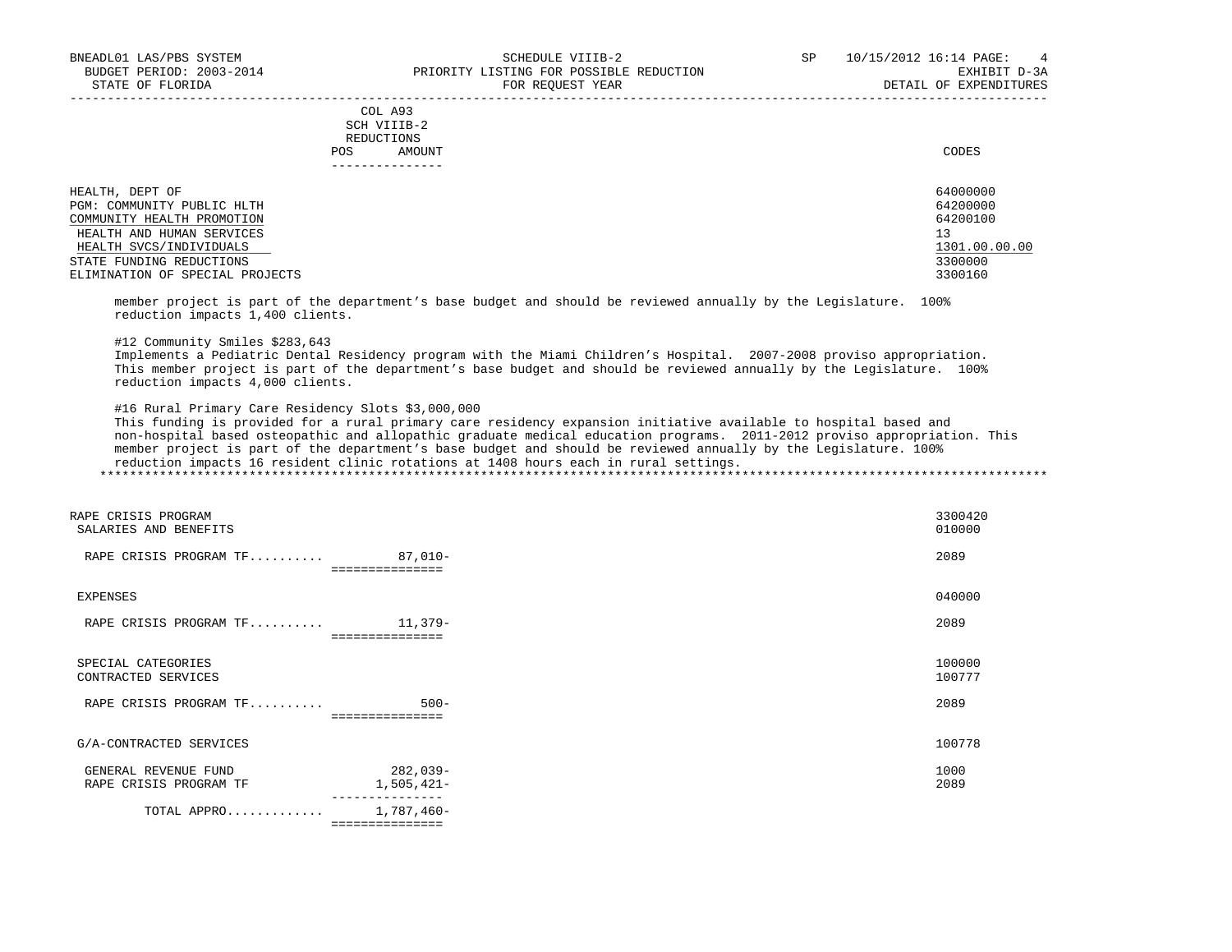| | COL A93 SCH VIIIB-2 REDUCTIONS | | |
|---|---|---|---|
| | POS | AMOUNT | CODES |
| HEALTH, DEPT OF | | | 64000000 |
| PGM: COMMUNITY PUBLIC HLTH | | | 64200000 |
| COMMUNITY HEALTH PROMOTION | | | 64200100 |
| HEALTH AND HUMAN SERVICES | | | 13 |
| HEALTH SVCS/INDIVIDUALS | | | 1301.00.00.00 |
| STATE FUNDING REDUCTIONS | | | 3300000 |
| ELIMINATION OF SPECIAL PROJECTS | | | 3300160 |

member project is part of the department's base budget and should be reviewed annually by the Legislature. 100% reduction impacts 1,400 clients.

#12 Community Smiles $283,643
Implements a Pediatric Dental Residency program with the Miami Children's Hospital. 2007-2008 proviso appropriation. This member project is part of the department's base budget and should be reviewed annually by the Legislature. 100% reduction impacts 4,000 clients.

#16 Rural Primary Care Residency Slots $3,000,000
This funding is provided for a rural primary care residency expansion initiative available to hospital based and non-hospital based osteopathic and allopathic graduate medical education programs. 2011-2012 proviso appropriation. This member project is part of the department's base budget and should be reviewed annually by the Legislature. 100% reduction impacts 16 resident clinic rotations at 1408 hours each in rural settings.

*******************************************************************************************************************

| | POS | AMOUNT | CODES |
|---|---|---|---|
| RAPE CRISIS PROGRAM | | | 3300420 |
| SALARIES AND BENEFITS | | | 010000 |
| RAPE CRISIS PROGRAM TF.......... | | 87,010- | 2089 |
| EXPENSES | | | 040000 |
| RAPE CRISIS PROGRAM TF.......... | | 11,379- | 2089 |
| SPECIAL CATEGORIES | | | 100000 |
| CONTRACTED SERVICES | | | 100777 |
| RAPE CRISIS PROGRAM TF.......... | | 500- | 2089 |
| G/A-CONTRACTED SERVICES | | | 100778 |
| GENERAL REVENUE FUND | | 282,039- | 1000 |
| RAPE CRISIS PROGRAM TF | | 1,505,421- | 2089 |
| TOTAL APPRO............ | | 1,787,460- | |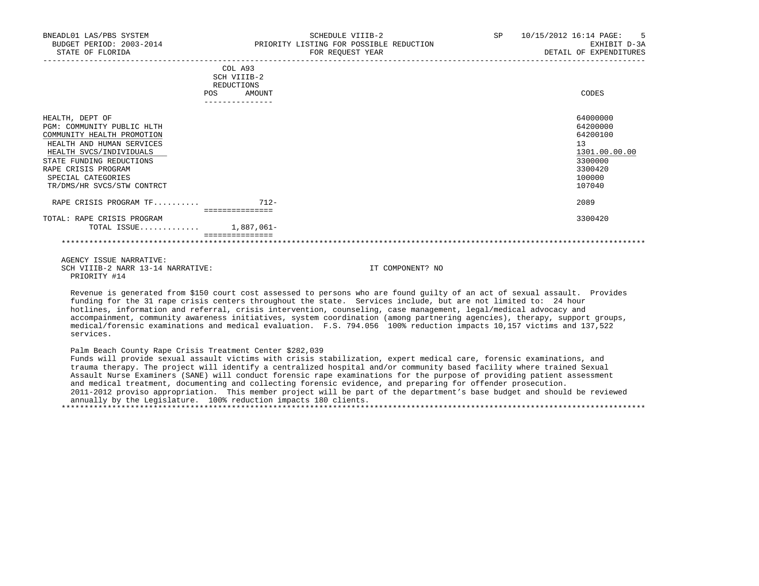BNEADL01 LAS/PBS SYSTEM — SCHEDULE VIIIB-2 — SP 10/15/2012 16:14

BUDGET PERIOD: 2003-2014 — PRIORITY LISTING FOR POSSIBLE REDUCTION — EXHIBIT D-3A

STATE OF FLORIDA — FOR REQUEST YEAR — DETAIL OF EXPENDITURES

| | COL A93 SCH VIIIB-2 REDUCTIONS POS | AMOUNT | CODES |
|---|---|---|---|
| HEALTH, DEPT OF | | | 64000000 |
| PGM: COMMUNITY PUBLIC HLTH | | | 64200000 |
| COMMUNITY HEALTH PROMOTION | | | 64200100 |
| HEALTH AND HUMAN SERVICES | | | 13 |
| HEALTH SVCS/INDIVIDUALS | | | 1301.00.00.00 |
| STATE FUNDING REDUCTIONS | | | 3300000 |
| RAPE CRISIS PROGRAM | | | 3300420 |
| SPECIAL CATEGORIES | | | 100000 |
| TR/DMS/HR SVCS/STW CONTRCT | | | 107040 |
| RAPE CRISIS PROGRAM TF.......... | | 712- | 2089 |
| TOTAL: RAPE CRISIS PROGRAM | | | 3300420 |
| TOTAL ISSUE............ | | 1,887,061- | |

AGENCY ISSUE NARRATIVE:

SCH VIIIB-2 NARR 13-14 NARRATIVE: IT COMPONENT? NO

PRIORITY #14

Revenue is generated from $150 court cost assessed to persons who are found guilty of an act of sexual assault. Provides funding for the 31 rape crisis centers throughout the state. Services include, but are not limited to: 24 hour hotlines, information and referral, crisis intervention, counseling, case management, legal/medical advocacy and accompaniment, community awareness initiatives, system coordination (among partnering agencies), therapy, support groups, medical/forensic examinations and medical evaluation. F.S. 794.056 100% reduction impacts 10,157 victims and 137,522 services.

Palm Beach County Rape Crisis Treatment Center $282,039
Funds will provide sexual assault victims with crisis stabilization, expert medical care, forensic examinations, and trauma therapy. The project will identify a centralized hospital and/or community based facility where trained Sexual Assault Nurse Examiners (SANE) will conduct forensic rape examinations for the purpose of providing patient assessment and medical treatment, documenting and collecting forensic evidence, and preparing for offender prosecution.
2011-2012 proviso appropriation. This member project will be part of the department's base budget and should be reviewed annually by the Legislature. 100% reduction impacts 180 clients.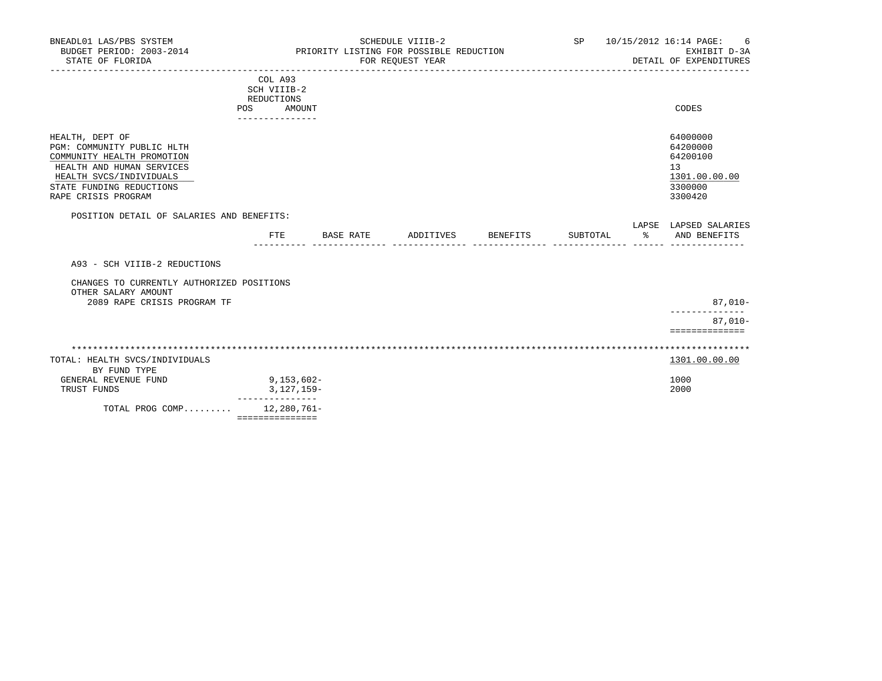BNEADL01 LAS/PBS SYSTEM — SCHEDULE VIIIB-2 — SP 10/15/2012 16:14

BUDGET PERIOD: 2003-2014 — PRIORITY LISTING FOR POSSIBLE REDUCTION — EXHIBIT D-3A

STATE OF FLORIDA — FOR REQUEST YEAR — DETAIL OF EXPENDITURES

| | COL A93 SCH VIIIB-2 REDUCTIONS POS AMOUNT | CODES |
|---|---|---|
| HEALTH, DEPT OF | | 64000000 |
| PGM: COMMUNITY PUBLIC HLTH | | 64200000 |
| COMMUNITY HEALTH PROMOTION | | 64200100 |
| HEALTH AND HUMAN SERVICES | | 13 |
| HEALTH SVCS/INDIVIDUALS | | 1301.00.00.00 |
| STATE FUNDING REDUCTIONS | | 3300000 |
| RAPE CRISIS PROGRAM | | 3300420 |

POSITION DETAIL OF SALARIES AND BENEFITS:

| | FTE | BASE RATE | ADDITIVES | BENEFITS | SUBTOTAL | LAPSE % | LAPSED SALARIES AND BENEFITS |
|---|---|---|---|---|---|---|---|
| A93 - SCH VIIIB-2 REDUCTIONS | | | | | | | |
| CHANGES TO CURRENTLY AUTHORIZED POSITIONS | | | | | | | |
| OTHER SALARY AMOUNT | | | | | | | |
| 2089 RAPE CRISIS PROGRAM TF | | | | | | | 87,010- |
| | | | | | | | 87,010- |

| TOTAL: HEALTH SVCS/INDIVIDUALS | | 1301.00.00.00 |
|---|---|---|
| BY FUND TYPE | | |
| GENERAL REVENUE FUND | 9,153,602- | 1000 |
| TRUST FUNDS | 3,127,159- | 2000 |
| TOTAL PROG COMP......... | 12,280,761- | |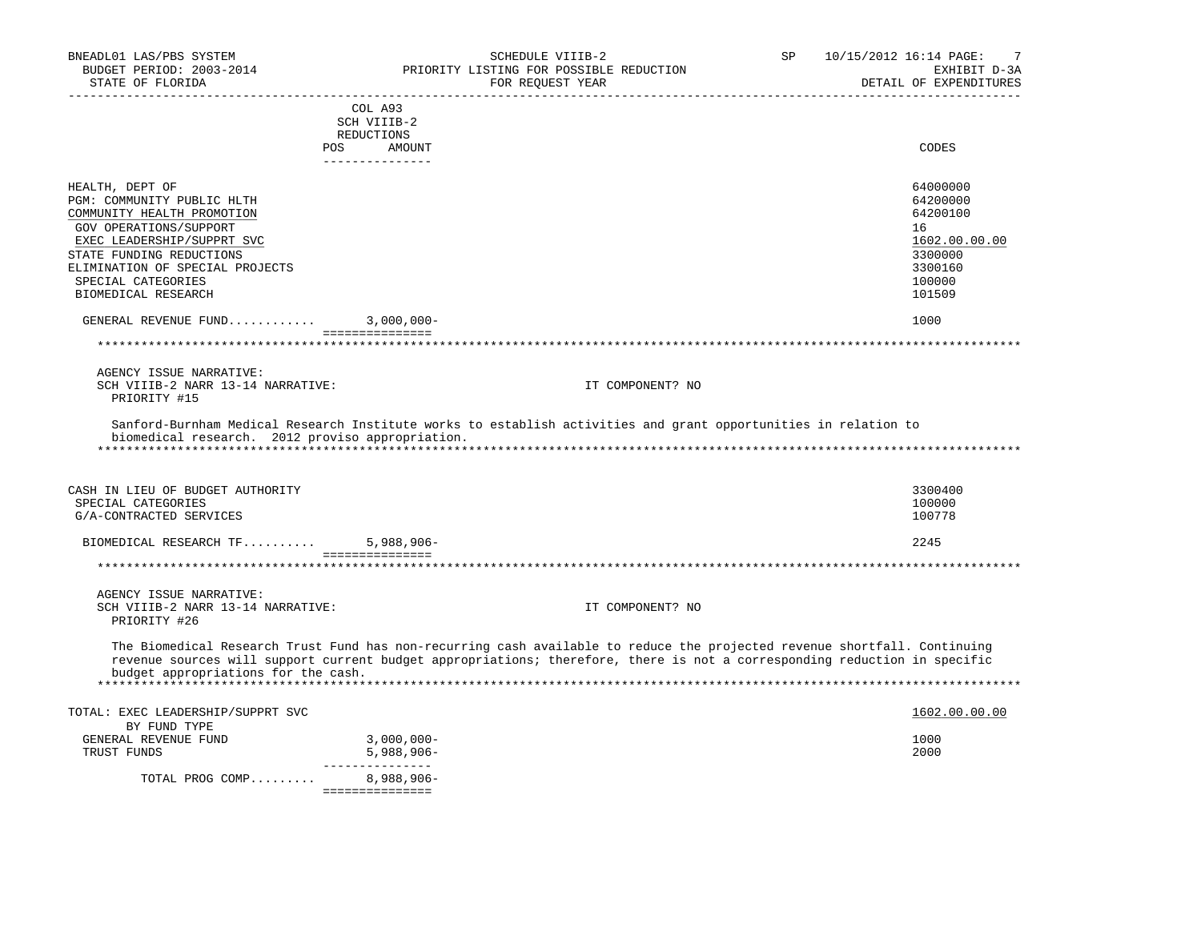BNEADL01 LAS/PBS SYSTEM | SCHEDULE VIIIB-2 | SP 10/15/2012 16:14

BUDGET PERIOD: 2003-2014 | PRIORITY LISTING FOR POSSIBLE REDUCTION | EXHIBIT D-3A

STATE OF FLORIDA | FOR REQUEST YEAR | DETAIL OF EXPENDITURES

| | COL A93 SCH VIIIB-2 REDUCTIONS POS AMOUNT | CODES |
|---|---|---|
| HEALTH, DEPT OF | | 64000000 |
| PGM: COMMUNITY PUBLIC HLTH | | 64200000 |
| COMMUNITY HEALTH PROMOTION | | 64200100 |
| GOV OPERATIONS/SUPPORT | | 16 |
| EXEC LEADERSHIP/SUPPRT SVC | | 1602.00.00.00 |
| STATE FUNDING REDUCTIONS | | 3300000 |
| ELIMINATION OF SPECIAL PROJECTS | | 3300160 |
| SPECIAL CATEGORIES | | 100000 |
| BIOMEDICAL RESEARCH | | 101509 |
| GENERAL REVENUE FUND............ | 3,000,000- | 1000 |

AGENCY ISSUE NARRATIVE:
SCH VIIIB-2 NARR 13-14 NARRATIVE: IT COMPONENT? NO
PRIORITY #15

Sanford-Burnham Medical Research Institute works to establish activities and grant opportunities in relation to biomedical research. 2012 proviso appropriation.

| | AMOUNT | CODES |
|---|---|---|
| CASH IN LIEU OF BUDGET AUTHORITY | | 3300400 |
| SPECIAL CATEGORIES | | 100000 |
| G/A-CONTRACTED SERVICES | | 100778 |
| BIOMEDICAL RESEARCH TF.......... | 5,988,906- | 2245 |

AGENCY ISSUE NARRATIVE:
SCH VIIIB-2 NARR 13-14 NARRATIVE: IT COMPONENT? NO
PRIORITY #26

The Biomedical Research Trust Fund has non-recurring cash available to reduce the projected revenue shortfall. Continuing revenue sources will support current budget appropriations; therefore, there is not a corresponding reduction in specific budget appropriations for the cash.

| | AMOUNT | CODES |
|---|---|---|
| TOTAL: EXEC LEADERSHIP/SUPPRT SVC | | 1602.00.00.00 |
| BY FUND TYPE | | |
| GENERAL REVENUE FUND | 3,000,000- | 1000 |
| TRUST FUNDS | 5,988,906- | 2000 |
| TOTAL PROG COMP......... | 8,988,906- | |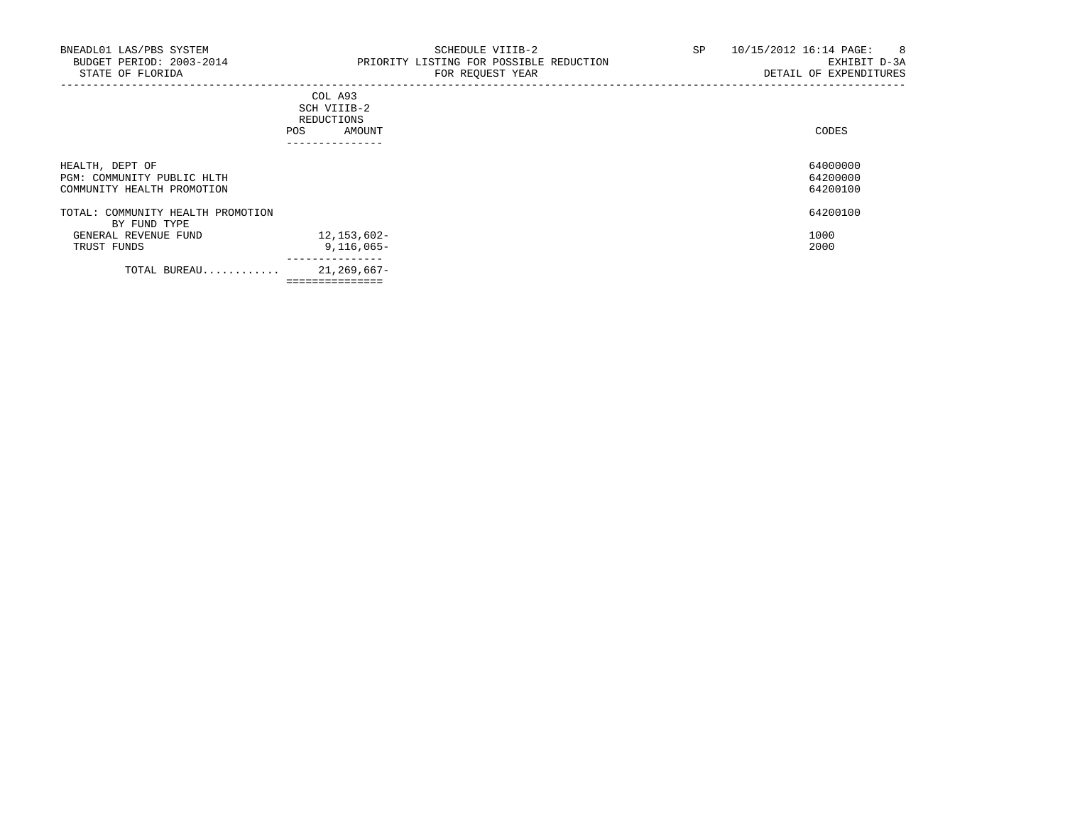BNEADL01 LAS/PBS SYSTEM
BUDGET PERIOD: 2003-2014
STATE OF FLORIDA

SCHEDULE VIIIB-2
PRIORITY LISTING FOR POSSIBLE REDUCTION
FOR REQUEST YEAR

SP 10/15/2012 16:14
EXHIBIT D-3A
DETAIL OF EXPENDITURES

| | COL A93 SCH VIIIB-2 REDUCTIONS POS | AMOUNT | CODES |
|---|---|---|---|
| HEALTH, DEPT OF | | | 64000000 |
| PGM: COMMUNITY PUBLIC HLTH | | | 64200000 |
| COMMUNITY HEALTH PROMOTION | | | 64200100 |
| TOTAL: COMMUNITY HEALTH PROMOTION | | | 64200100 |
| BY FUND TYPE | | | |
| GENERAL REVENUE FUND | | 12,153,602- | 1000 |
| TRUST FUNDS | | 9,116,065- | 2000 |
| TOTAL BUREAU............ | | 21,269,667- | |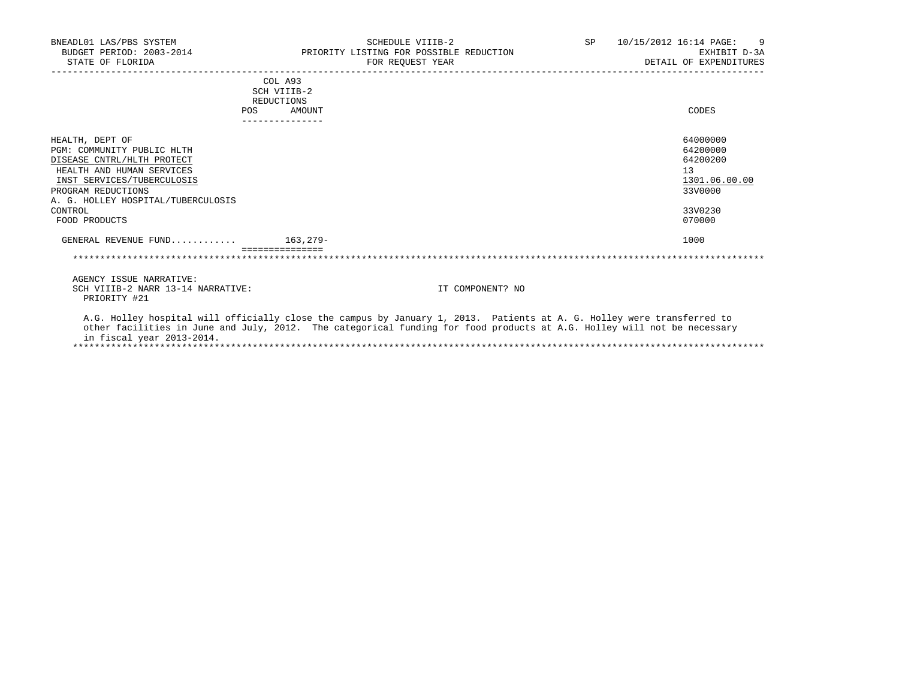BNEADL01 LAS/PBS SYSTEM
BUDGET PERIOD: 2003-2014
STATE OF FLORIDA

SCHEDULE VIIIB-2
PRIORITY LISTING FOR POSSIBLE REDUCTION
FOR REQUEST YEAR

SP 10/15/2012 16:14
EXHIBIT D-3A
DETAIL OF EXPENDITURES

| | COL A93 SCH VIIIB-2 REDUCTIONS POS | AMOUNT | CODES |
|---|---|---|---|
| HEALTH, DEPT OF | | | 64000000 |
| PGM: COMMUNITY PUBLIC HLTH | | | 64200000 |
| DISEASE CNTRL/HLTH PROTECT | | | 64200200 |
| HEALTH AND HUMAN SERVICES | | | 13 |
| INST SERVICES/TUBERCULOSIS | | | 1301.06.00.00 |
| PROGRAM REDUCTIONS | | | 33V0000 |
| A. G. HOLLEY HOSPITAL/TUBERCULOSIS CONTROL | | | 33V0230 |
| FOOD PRODUCTS | | | 070000 |
| GENERAL REVENUE FUND........... | | 163,279- | 1000 |

AGENCY ISSUE NARRATIVE:
SCH VIIIB-2 NARR 13-14 NARRATIVE: IT COMPONENT? NO
PRIORITY #21

A.G. Holley hospital will officially close the campus by January 1, 2013. Patients at A. G. Holley were transferred to other facilities in June and July, 2012. The categorical funding for food products at A.G. Holley will not be necessary in fiscal year 2013-2014.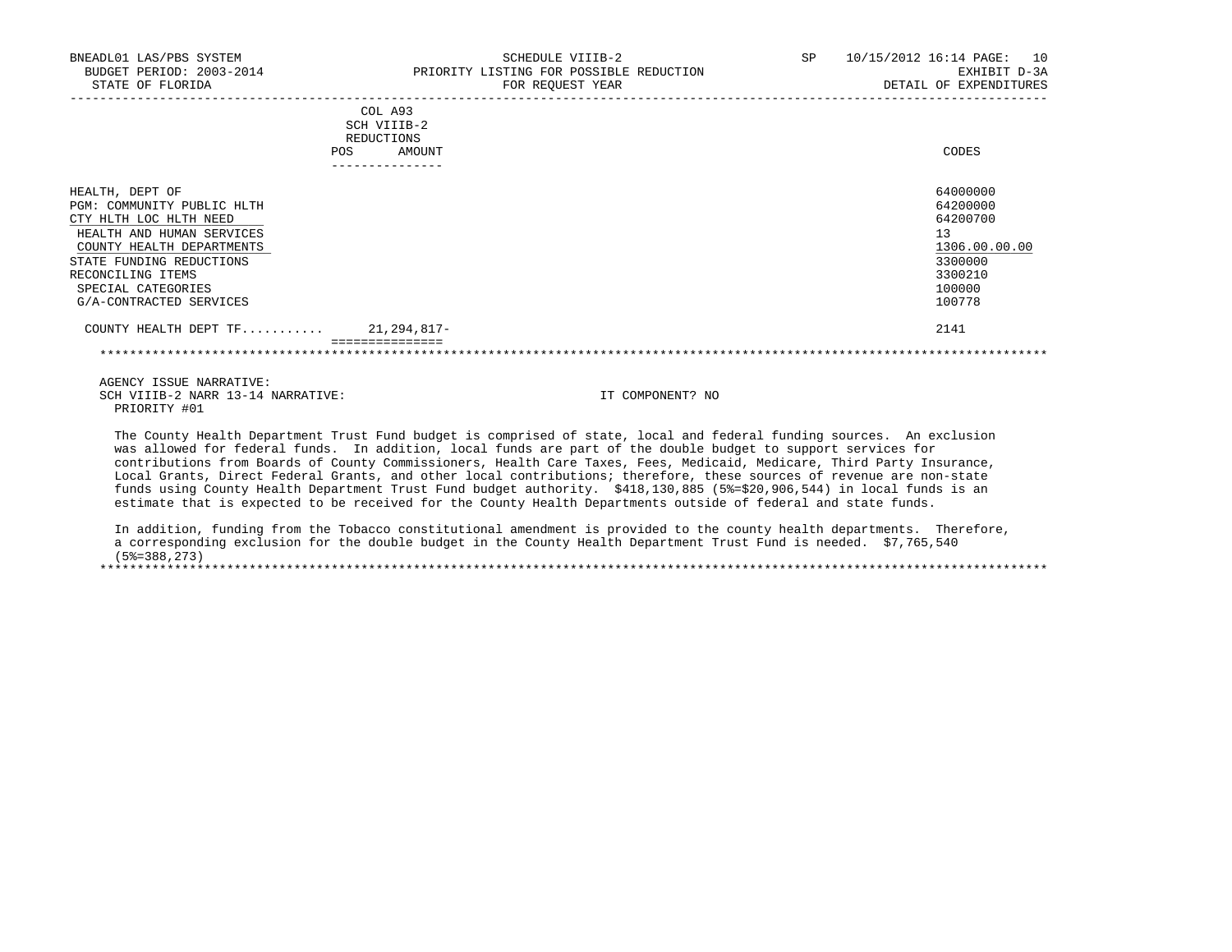| | COL A93 SCH VIIIB-2 REDUCTIONS POS AMOUNT | CODES |
|---|---|---|
| HEALTH, DEPT OF | | 64000000 |
| PGM: COMMUNITY PUBLIC HLTH | | 64200000 |
| CTY HLTH LOC HLTH NEED | | 64200700 |
| HEALTH AND HUMAN SERVICES | | 13 |
| COUNTY HEALTH DEPARTMENTS | | 1306.00.00.00 |
| STATE FUNDING REDUCTIONS | | 3300000 |
| RECONCILING ITEMS | | 3300210 |
| SPECIAL CATEGORIES | | 100000 |
| G/A-CONTRACTED SERVICES | | 100778 |
| COUNTY HEALTH DEPT TF........... | 21,294,817- | 2141 |

AGENCY ISSUE NARRATIVE:

SCH VIIIB-2 NARR 13-14 NARRATIVE: IT COMPONENT? NO

PRIORITY #01

The County Health Department Trust Fund budget is comprised of state, local and federal funding sources. An exclusion was allowed for federal funds. In addition, local funds are part of the double budget to support services for contributions from Boards of County Commissioners, Health Care Taxes, Fees, Medicaid, Medicare, Third Party Insurance, Local Grants, Direct Federal Grants, and other local contributions; therefore, these sources of revenue are non-state funds using County Health Department Trust Fund budget authority. $418,130,885 (5%=$20,906,544) in local funds is an estimate that is expected to be received for the County Health Departments outside of federal and state funds.

In addition, funding from the Tobacco constitutional amendment is provided to the county health departments. Therefore, a corresponding exclusion for the double budget in the County Health Department Trust Fund is needed. $7,765,540 (5%=388,273)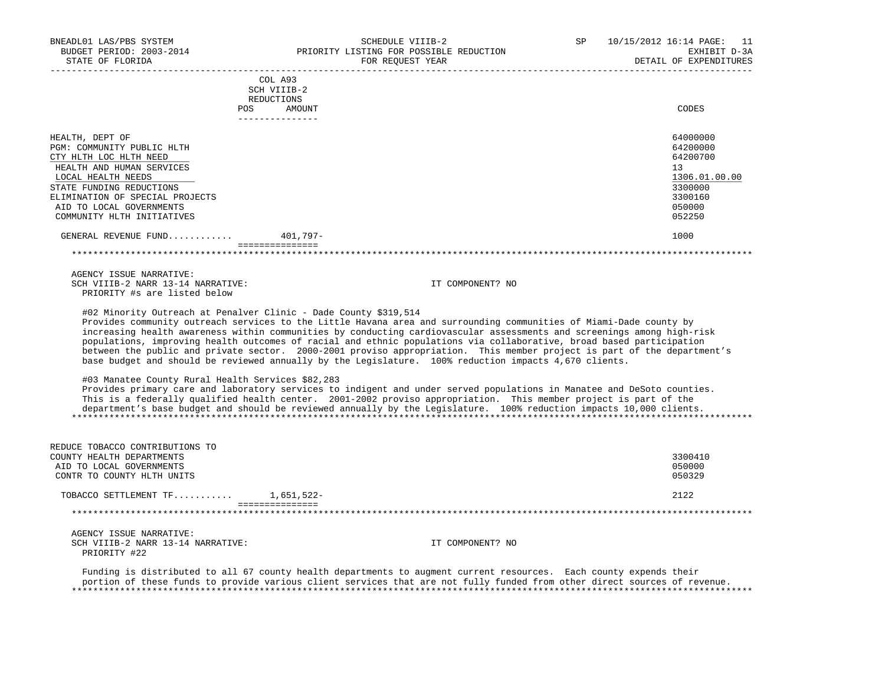BNEADL01 LAS/PBS SYSTEM — SCHEDULE VIIIB-2 — PRIORITY LISTING FOR POSSIBLE REDUCTION — FOR REQUEST YEAR

BUDGET PERIOD: 2003-2014 — STATE OF FLORIDA — SP 10/15/2012 16:14 — EXHIBIT D-3A — DETAIL OF EXPENDITURES

| | COL A93 SCH VIIIB-2 REDUCTIONS POS | AMOUNT | CODES |
|---|---|---|---|
| HEALTH, DEPT OF | | | 64000000 |
| PGM: COMMUNITY PUBLIC HLTH | | | 64200000 |
| CTY HLTH LOC HLTH NEED | | | 64200700 |
| HEALTH AND HUMAN SERVICES | | | 13 |
| LOCAL HEALTH NEEDS | | | 1306.01.00.00 |
| STATE FUNDING REDUCTIONS | | | 3300000 |
| ELIMINATION OF SPECIAL PROJECTS | | | 3300160 |
| AID TO LOCAL GOVERNMENTS | | | 050000 |
| COMMUNITY HLTH INITIATIVES | | | 052250 |
| GENERAL REVENUE FUND........... | | 401,797- | 1000 |

AGENCY ISSUE NARRATIVE:

SCH VIIIB-2 NARR 13-14 NARRATIVE: IT COMPONENT? NO

PRIORITY #s are listed below

#02 Minority Outreach at Penalver Clinic - Dade County $319,514

Provides community outreach services to the Little Havana area and surrounding communities of Miami-Dade county by increasing health awareness within communities by conducting cardiovascular assessments and screenings among high-risk populations, improving health outcomes of racial and ethnic populations via collaborative, broad based participation between the public and private sector. 2000-2001 proviso appropriation. This member project is part of the department's base budget and should be reviewed annually by the Legislature. 100% reduction impacts 4,670 clients.

#03 Manatee County Rural Health Services $82,283

Provides primary care and laboratory services to indigent and under served populations in Manatee and DeSoto counties. This is a federally qualified health center. 2001-2002 proviso appropriation. This member project is part of the department's base budget and should be reviewed annually by the Legislature. 100% reduction impacts 10,000 clients.

| | POS | AMOUNT | CODES |
|---|---|---|---|
| REDUCE TOBACCO CONTRIBUTIONS TO COUNTY HEALTH DEPARTMENTS | | | 3300410 |
| AID TO LOCAL GOVERNMENTS | | | 050000 |
| CONTR TO COUNTY HLTH UNITS | | | 050329 |
| TOBACCO SETTLEMENT TF........... | | 1,651,522- | 2122 |

AGENCY ISSUE NARRATIVE:

SCH VIIIB-2 NARR 13-14 NARRATIVE: IT COMPONENT? NO

PRIORITY #22

Funding is distributed to all 67 county health departments to augment current resources. Each county expends their portion of these funds to provide various client services that are not fully funded from other direct sources of revenue.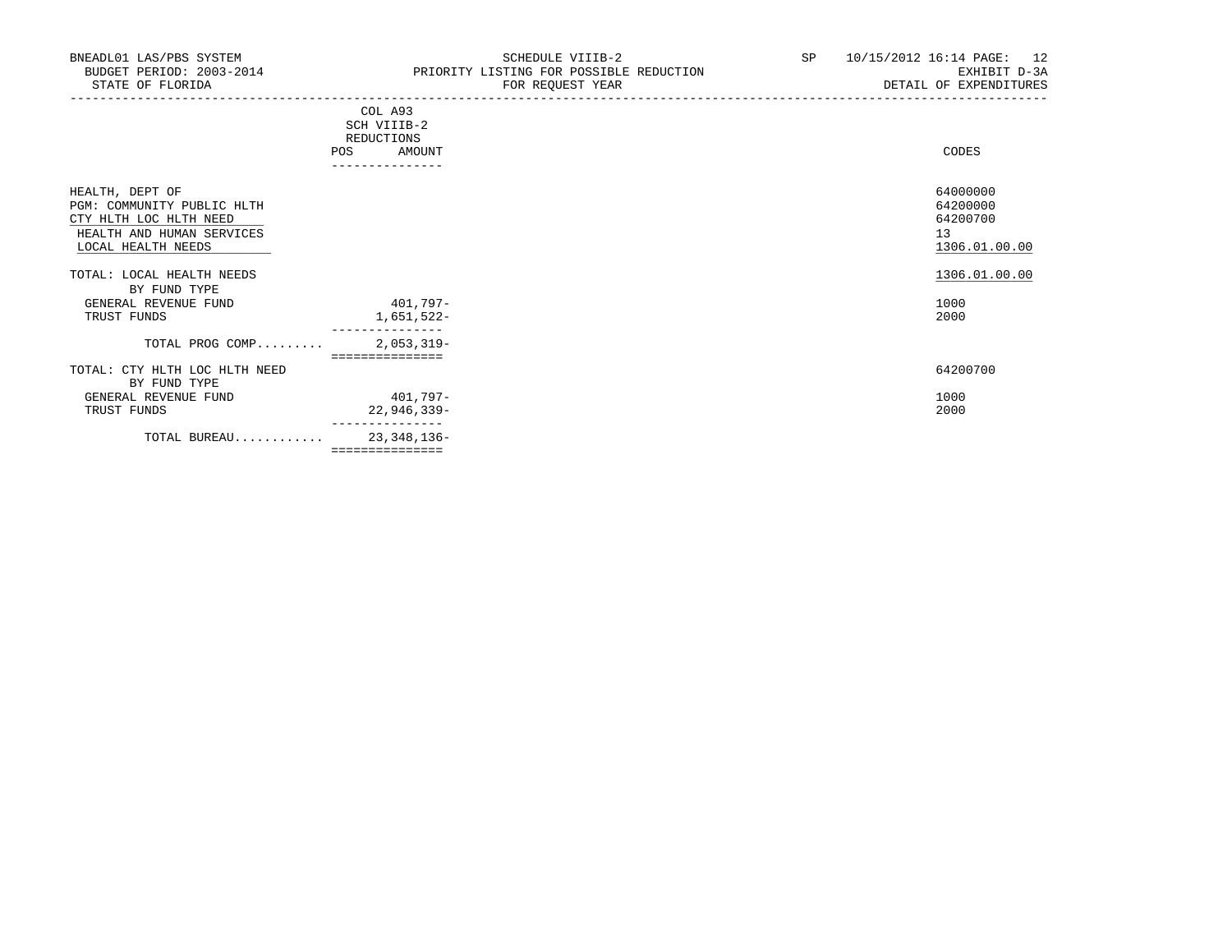BNEADL01 LAS/PBS SYSTEM
BUDGET PERIOD: 2003-2014
STATE OF FLORIDA

SCHEDULE VIIIB-2
PRIORITY LISTING FOR POSSIBLE REDUCTION
FOR REQUEST YEAR

SP 10/15/2012 16:14
EXHIBIT D-3A
DETAIL OF EXPENDITURES

| | COL A93 SCH VIIIB-2 REDUCTIONS POS | AMOUNT | CODES |
|---|---|---|---|
| HEALTH, DEPT OF | | | 64000000 |
| PGM: COMMUNITY PUBLIC HLTH | | | 64200000 |
| CTY HLTH LOC HLTH NEED | | | 64200700 |
| HEALTH AND HUMAN SERVICES | | | 13 |
| LOCAL HEALTH NEEDS | | | 1306.01.00.00 |
| TOTAL: LOCAL HEALTH NEEDS | | | 1306.01.00.00 |
| BY FUND TYPE | | | |
| GENERAL REVENUE FUND | | 401,797- | 1000 |
| TRUST FUNDS | | 1,651,522- | 2000 |
| TOTAL PROG COMP......... | | 2,053,319- | |
| TOTAL: CTY HLTH LOC HLTH NEED | | | 64200700 |
| BY FUND TYPE | | | |
| GENERAL REVENUE FUND | | 401,797- | 1000 |
| TRUST FUNDS | | 22,946,339- | 2000 |
| TOTAL BUREAU............ | | 23,348,136- | |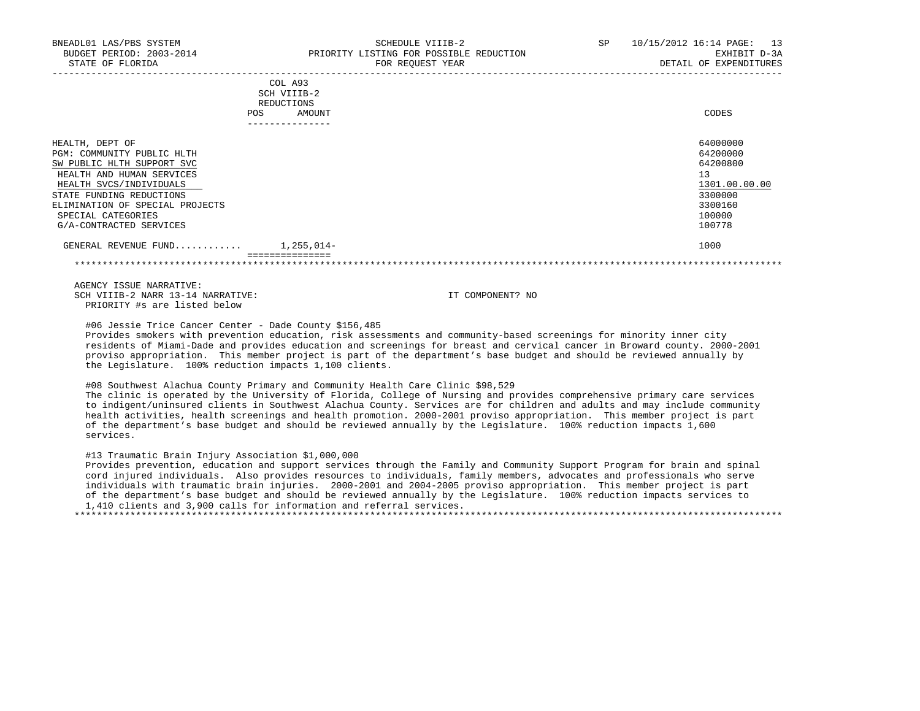| | COL A93 SCH VIIIB-2 REDUCTIONS | | |
|---|---|---|---|
| | POS | AMOUNT | CODES |
| HEALTH, DEPT OF | | | 64000000 |
| PGM: COMMUNITY PUBLIC HLTH | | | 64200000 |
| SW PUBLIC HLTH SUPPORT SVC | | | 64200800 |
| HEALTH AND HUMAN SERVICES | | | 13 |
| HEALTH SVCS/INDIVIDUALS | | | 1301.00.00.00 |
| STATE FUNDING REDUCTIONS | | | 3300000 |
| ELIMINATION OF SPECIAL PROJECTS | | | 3300160 |
| SPECIAL CATEGORIES | | | 100000 |
| G/A-CONTRACTED SERVICES | | | 100778 |
| GENERAL REVENUE FUND........... | | 1,255,014- | 1000 |

AGENCY ISSUE NARRATIVE:
SCH VIIIB-2 NARR 13-14 NARRATIVE: IT COMPONENT? NO
PRIORITY #s are listed below

#06 Jessie Trice Cancer Center - Dade County $156,485
Provides smokers with prevention education, risk assessments and community-based screenings for minority inner city residents of Miami-Dade and provides education and screenings for breast and cervical cancer in Broward county. 2000-2001 proviso appropriation. This member project is part of the department's base budget and should be reviewed annually by the Legislature. 100% reduction impacts 1,100 clients.

#08 Southwest Alachua County Primary and Community Health Care Clinic $98,529
The clinic is operated by the University of Florida, College of Nursing and provides comprehensive primary care services to indigent/uninsured clients in Southwest Alachua County. Services are for children and adults and may include community health activities, health screenings and health promotion. 2000-2001 proviso appropriation. This member project is part of the department's base budget and should be reviewed annually by the Legislature. 100% reduction impacts 1,600 services.

#13 Traumatic Brain Injury Association $1,000,000
Provides prevention, education and support services through the Family and Community Support Program for brain and spinal cord injured individuals. Also provides resources to individuals, family members, advocates and professionals who serve individuals with traumatic brain injuries. 2000-2001 and 2004-2005 proviso appropriation. This member project is part of the department's base budget and should be reviewed annually by the Legislature. 100% reduction impacts services to 1,410 clients and 3,900 calls for information and referral services.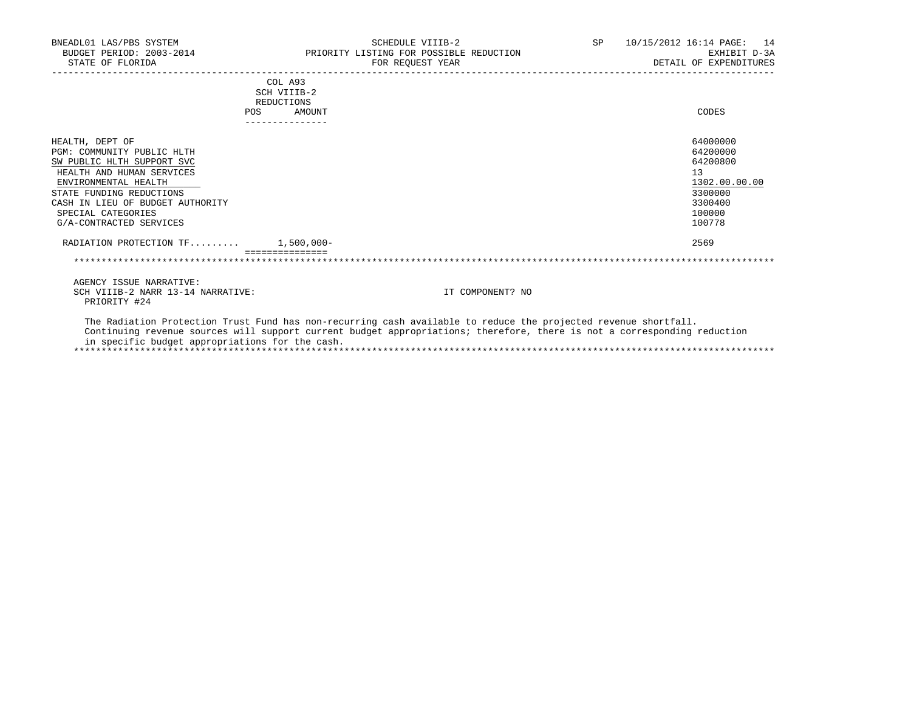| | COL A93 SCH VIIIB-2 REDUCTIONS POS | AMOUNT | CODES |
|---|---|---|---|
| HEALTH, DEPT OF | | | 64000000 |
| PGM: COMMUNITY PUBLIC HLTH | | | 64200000 |
| SW PUBLIC HLTH SUPPORT SVC | | | 64200800 |
| HEALTH AND HUMAN SERVICES | | | 13 |
| ENVIRONMENTAL HEALTH | | | 1302.00.00.00 |
| STATE FUNDING REDUCTIONS | | | 3300000 |
| CASH IN LIEU OF BUDGET AUTHORITY | | | 3300400 |
| SPECIAL CATEGORIES | | | 100000 |
| G/A-CONTRACTED SERVICES | | | 100778 |
| RADIATION PROTECTION TF......... | | 1,500,000- | 2569 |

AGENCY ISSUE NARRATIVE:

SCH VIIIB-2 NARR 13-14 NARRATIVE: IT COMPONENT? NO

PRIORITY #24

The Radiation Protection Trust Fund has non-recurring cash available to reduce the projected revenue shortfall. Continuing revenue sources will support current budget appropriations; therefore, there is not a corresponding reduction in specific budget appropriations for the cash.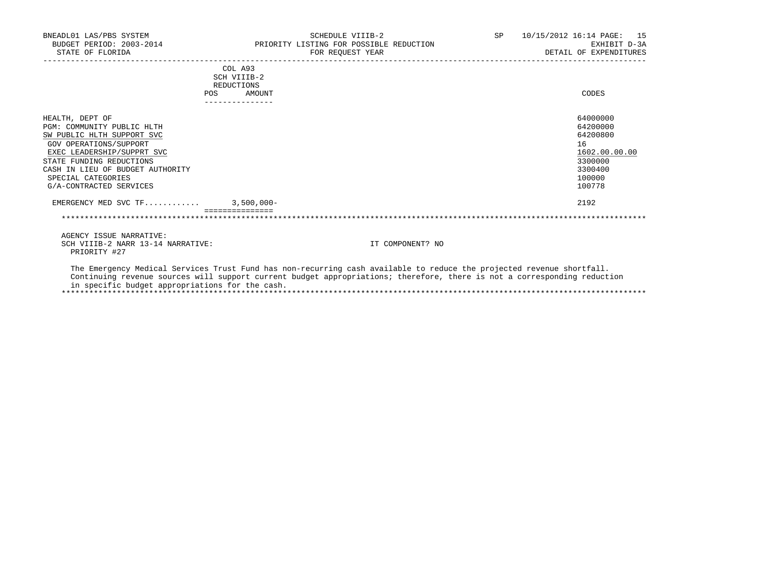BNEADL01 LAS/PBS SYSTEM
BUDGET PERIOD: 2003-2014
STATE OF FLORIDA

SCHEDULE VIIIB-2
PRIORITY LISTING FOR POSSIBLE REDUCTION
FOR REQUEST YEAR

SP 10/15/2012 16:14

EXHIBIT D-3A
DETAIL OF EXPENDITURES

| | COL A93 SCH VIIIB-2 REDUCTIONS POS | AMOUNT | CODES |
|---|---|---|---|
| HEALTH, DEPT OF | | | 64000000 |
| PGM: COMMUNITY PUBLIC HLTH | | | 64200000 |
| SW PUBLIC HLTH SUPPORT SVC | | | 64200800 |
| GOV OPERATIONS/SUPPORT | | | 16 |
| EXEC LEADERSHIP/SUPPRT SVC | | | 1602.00.00.00 |
| STATE FUNDING REDUCTIONS | | | 3300000 |
| CASH IN LIEU OF BUDGET AUTHORITY | | | 3300400 |
| SPECIAL CATEGORIES | | | 100000 |
| G/A-CONTRACTED SERVICES | | | 100778 |
| EMERGENCY MED SVC TF............ | | 3,500,000- | 2192 |

AGENCY ISSUE NARRATIVE:
SCH VIIIB-2 NARR 13-14 NARRATIVE: IT COMPONENT? NO
PRIORITY #27

The Emergency Medical Services Trust Fund has non-recurring cash available to reduce the projected revenue shortfall. Continuing revenue sources will support current budget appropriations; therefore, there is not a corresponding reduction in specific budget appropriations for the cash.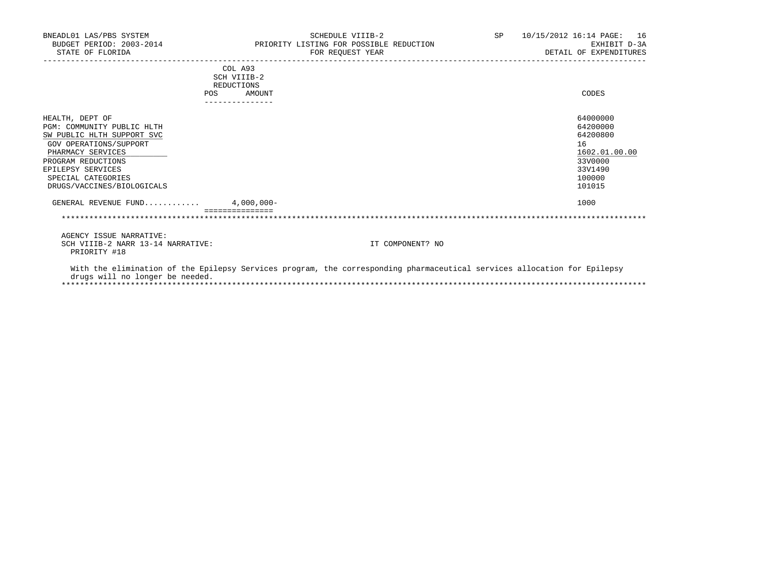BNEADL01 LAS/PBS SYSTEM
BUDGET PERIOD: 2003-2014
STATE OF FLORIDA

SCHEDULE VIIIB-2
PRIORITY LISTING FOR POSSIBLE REDUCTION
FOR REQUEST YEAR

SP 10/15/2012 16:14 PAGE: 16
EXHIBIT D-3A
DETAIL OF EXPENDITURES

| | COL A93 SCH VIIIB-2 REDUCTIONS | | CODES |
|---|---|---|---|
| | POS | AMOUNT | |
| HEALTH, DEPT OF | | | 64000000 |
| PGM: COMMUNITY PUBLIC HLTH | | | 64200000 |
| SW PUBLIC HLTH SUPPORT SVC | | | 64200800 |
| GOV OPERATIONS/SUPPORT | | | 16 |
| PHARMACY SERVICES | | | 1602.01.00.00 |
| PROGRAM REDUCTIONS | | | 33V0000 |
| EPILEPSY SERVICES | | | 33V1490 |
| SPECIAL CATEGORIES | | | 100000 |
| DRUGS/VACCINES/BIOLOGICALS | | | 101015 |
| GENERAL REVENUE FUND........... | | 4,000,000- | 1000 |

AGENCY ISSUE NARRATIVE:
SCH VIIIB-2 NARR 13-14 NARRATIVE: IT COMPONENT? NO
PRIORITY #18

With the elimination of the Epilepsy Services program, the corresponding pharmaceutical services allocation for Epilepsy drugs will no longer be needed.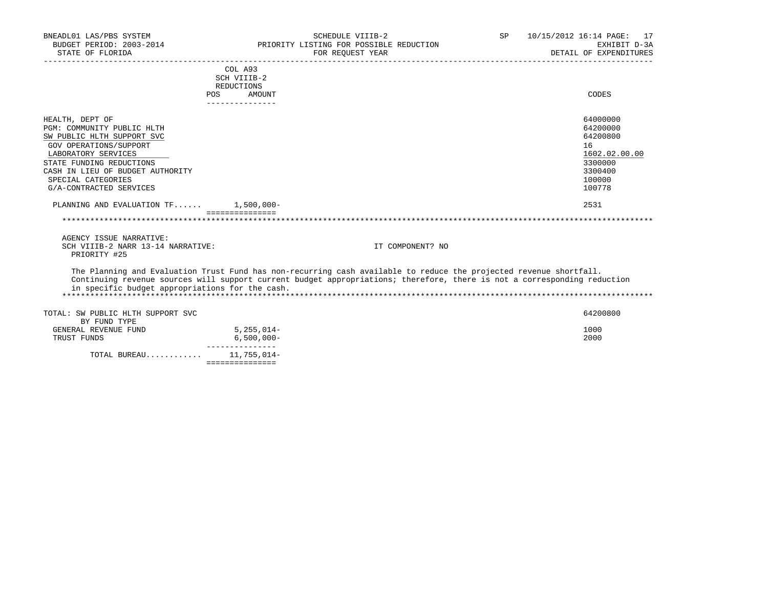BNEADL01 LAS/PBS SYSTEM
BUDGET PERIOD: 2003-2014
STATE OF FLORIDA

SCHEDULE VIIIB-2
PRIORITY LISTING FOR POSSIBLE REDUCTION
FOR REQUEST YEAR

SP 10/15/2012 16:14
EXHIBIT D-3A
DETAIL OF EXPENDITURES

| | COL A93 SCH VIIIB-2 REDUCTIONS POS AMOUNT | CODES |
|---|---|---|
| HEALTH, DEPT OF | | 64000000 |
| PGM: COMMUNITY PUBLIC HLTH | | 64200000 |
| SW PUBLIC HLTH SUPPORT SVC | | 64200800 |
| GOV OPERATIONS/SUPPORT | | 16 |
| LABORATORY SERVICES | | 1602.02.00.00 |
| STATE FUNDING REDUCTIONS | | 3300000 |
| CASH IN LIEU OF BUDGET AUTHORITY | | 3300400 |
| SPECIAL CATEGORIES | | 100000 |
| G/A-CONTRACTED SERVICES | | 100778 |
| PLANNING AND EVALUATION TF...... | 1,500,000- | 2531 |

AGENCY ISSUE NARRATIVE:
SCH VIIIB-2 NARR 13-14 NARRATIVE: IT COMPONENT? NO
PRIORITY #25

The Planning and Evaluation Trust Fund has non-recurring cash available to reduce the projected revenue shortfall. Continuing revenue sources will support current budget appropriations; therefore, there is not a corresponding reduction in specific budget appropriations for the cash.

| TOTAL: SW PUBLIC HLTH SUPPORT SVC BY FUND TYPE | | 64200800 |
|---|---|---|
| GENERAL REVENUE FUND | 5,255,014- | 1000 |
| TRUST FUNDS | 6,500,000- | 2000 |
| TOTAL BUREAU............ | 11,755,014- | |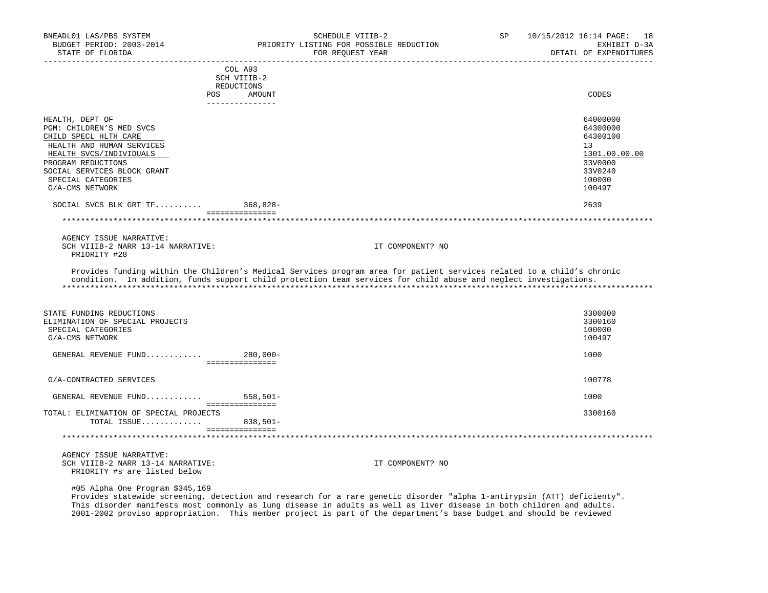| | COL A93 SCH VIIIB-2 REDUCTIONS POS AMOUNT | CODES |
|---|---|---|
| HEALTH, DEPT OF | | 64000000 |
| PGM: CHILDREN'S MED SVCS | | 64300000 |
| CHILD SPECL HLTH CARE | | 64300100 |
| HEALTH AND HUMAN SERVICES | | 13 |
| HEALTH SVCS/INDIVIDUALS | | 1301.00.00.00 |
| PROGRAM REDUCTIONS | | 33V0000 |
| SOCIAL SERVICES BLOCK GRANT | | 33V0240 |
| SPECIAL CATEGORIES | | 100000 |
| G/A-CMS NETWORK | | 100497 |
| SOCIAL SVCS BLK GRT TF.......... | 368,828- | 2639 |

AGENCY ISSUE NARRATIVE:
SCH VIIIB-2 NARR 13-14 NARRATIVE: IT COMPONENT? NO
PRIORITY #28

Provides funding within the Children's Medical Services program area for patient services related to a child's chronic condition. In addition, funds support child protection team services for child abuse and neglect investigations.

| | AMOUNT | CODES |
|---|---|---|
| STATE FUNDING REDUCTIONS | | 3300000 |
| ELIMINATION OF SPECIAL PROJECTS | | 3300160 |
| SPECIAL CATEGORIES | | 100000 |
| G/A-CMS NETWORK | | 100497 |
| GENERAL REVENUE FUND............ | 280,000- | 1000 |
| G/A-CONTRACTED SERVICES | | 100778 |
| GENERAL REVENUE FUND............ | 558,501- | 1000 |
| TOTAL: ELIMINATION OF SPECIAL PROJECTS | | 3300160 |
| TOTAL ISSUE............. | 838,501- | |

AGENCY ISSUE NARRATIVE:
SCH VIIIB-2 NARR 13-14 NARRATIVE: IT COMPONENT? NO
PRIORITY #s are listed below

#05 Alpha One Program $345,169
Provides statewide screening, detection and research for a rare genetic disorder "alpha 1-antirypsin (ATT) deficiency". This disorder manifests most commonly as lung disease in adults as well as liver disease in both children and adults. 2001-2002 proviso appropriation. This member project is part of the department's base budget and should be reviewed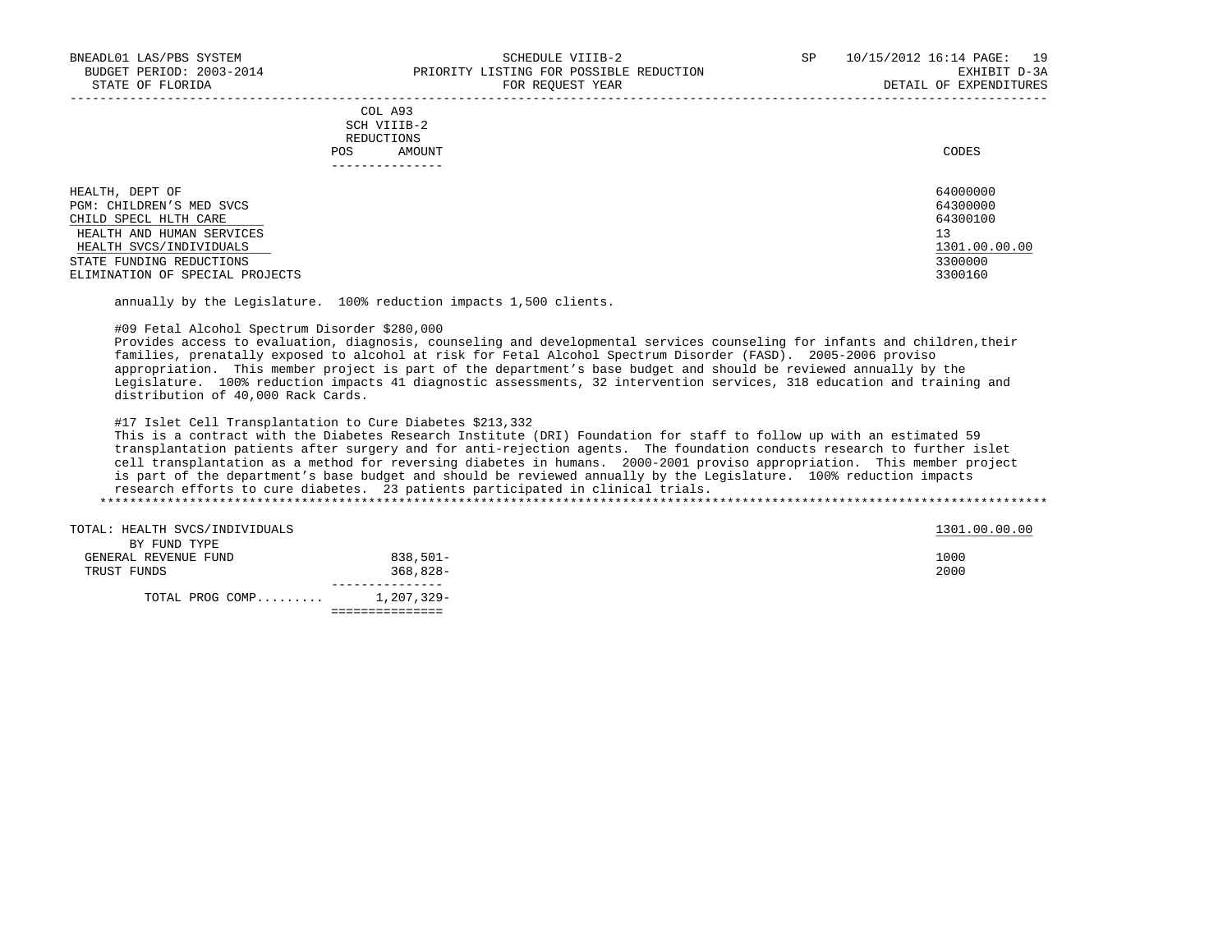| | COL A93 SCH VIIIB-2 REDUCTIONS POS AMOUNT | CODES |
|---|---|---|
| HEALTH, DEPT OF | | 64000000 |
| PGM: CHILDREN'S MED SVCS | | 64300000 |
| CHILD SPECL HLTH CARE | | 64300100 |
| HEALTH AND HUMAN SERVICES | | 13 |
| HEALTH SVCS/INDIVIDUALS | | 1301.00.00.00 |
| STATE FUNDING REDUCTIONS | | 3300000 |
| ELIMINATION OF SPECIAL PROJECTS | | 3300160 |

annually by the Legislature. 100% reduction impacts 1,500 clients.

#09 Fetal Alcohol Spectrum Disorder $280,000
Provides access to evaluation, diagnosis, counseling and developmental services counseling for infants and children,their families, prenatally exposed to alcohol at risk for Fetal Alcohol Spectrum Disorder (FASD). 2005-2006 proviso appropriation. This member project is part of the department's base budget and should be reviewed annually by the Legislature. 100% reduction impacts 41 diagnostic assessments, 32 intervention services, 318 education and training and distribution of 40,000 Rack Cards.

#17 Islet Cell Transplantation to Cure Diabetes $213,332
This is a contract with the Diabetes Research Institute (DRI) Foundation for staff to follow up with an estimated 59 transplantation patients after surgery and for anti-rejection agents. The foundation conducts research to further islet cell transplantation as a method for reversing diabetes in humans. 2000-2001 proviso appropriation. This member project is part of the department's base budget and should be reviewed annually by the Legislature. 100% reduction impacts research efforts to cure diabetes. 23 patients participated in clinical trials.

***

| TOTAL: HEALTH SVCS/INDIVIDUALS | | 1301.00.00.00 |
|---|---|---|
| BY FUND TYPE | | |
| GENERAL REVENUE FUND | 838,501- | 1000 |
| TRUST FUNDS | 368,828- | 2000 |
| TOTAL PROG COMP......... | 1,207,329- | |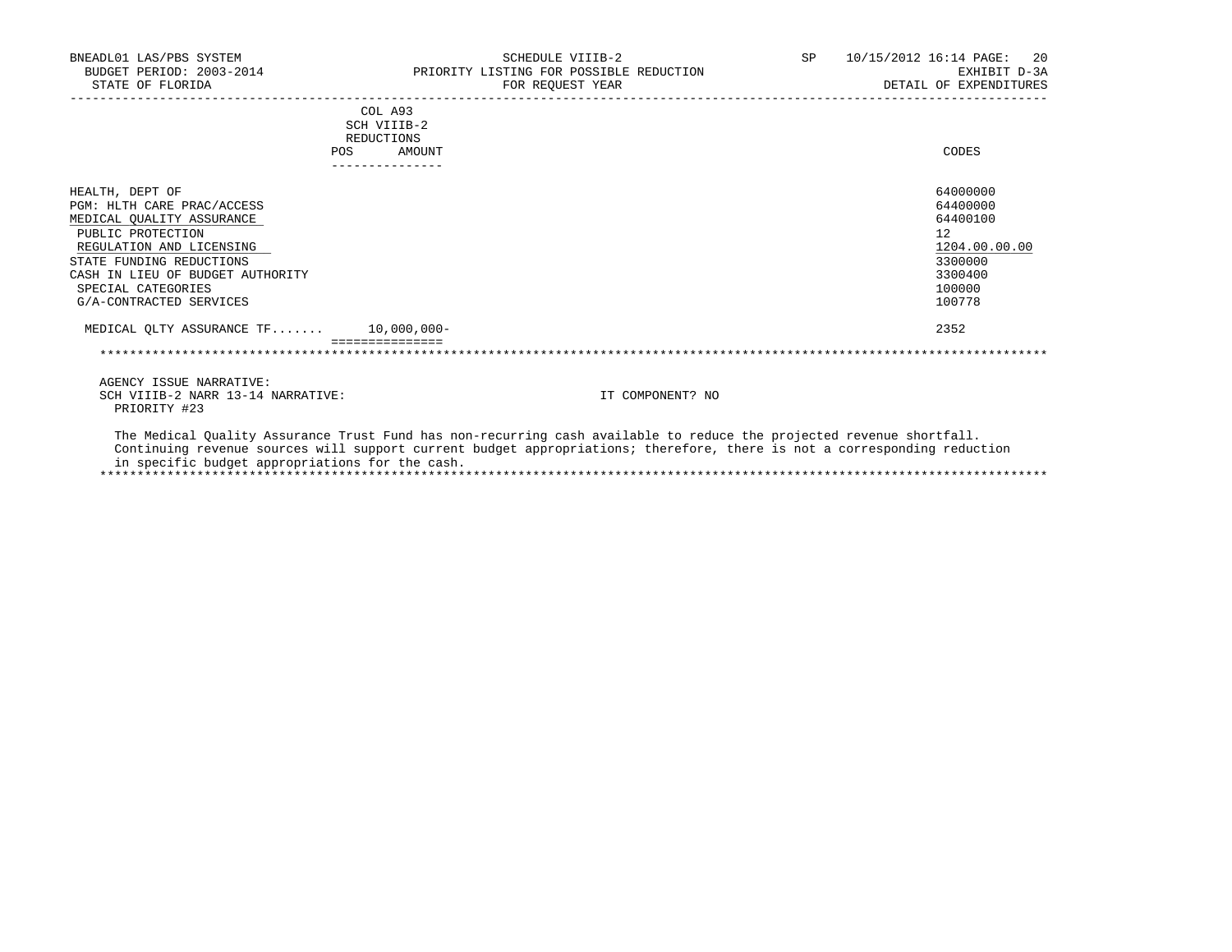BNEADL01 LAS/PBS SYSTEM
BUDGET PERIOD: 2003-2014
STATE OF FLORIDA

SCHEDULE VIIIB-2
PRIORITY LISTING FOR POSSIBLE REDUCTION
FOR REQUEST YEAR

SP 10/15/2012 16:14
EXHIBIT D-3A
DETAIL OF EXPENDITURES

| | COL A93 SCH VIIIB-2 REDUCTIONS POS | AMOUNT | CODES |
|---|---|---|---|
| HEALTH, DEPT OF | | | 64000000 |
| PGM: HLTH CARE PRAC/ACCESS | | | 64400000 |
| MEDICAL QUALITY ASSURANCE | | | 64400100 |
| PUBLIC PROTECTION | | | 12 |
| REGULATION AND LICENSING | | | 1204.00.00.00 |
| STATE FUNDING REDUCTIONS | | | 3300000 |
| CASH IN LIEU OF BUDGET AUTHORITY | | | 3300400 |
| SPECIAL CATEGORIES | | | 100000 |
| G/A-CONTRACTED SERVICES | | | 100778 |
| MEDICAL QLTY ASSURANCE TF....... | | 10,000,000- | 2352 |

AGENCY ISSUE NARRATIVE:
SCH VIIIB-2 NARR 13-14 NARRATIVE: IT COMPONENT? NO
PRIORITY #23

The Medical Quality Assurance Trust Fund has non-recurring cash available to reduce the projected revenue shortfall. Continuing revenue sources will support current budget appropriations; therefore, there is not a corresponding reduction in specific budget appropriations for the cash.